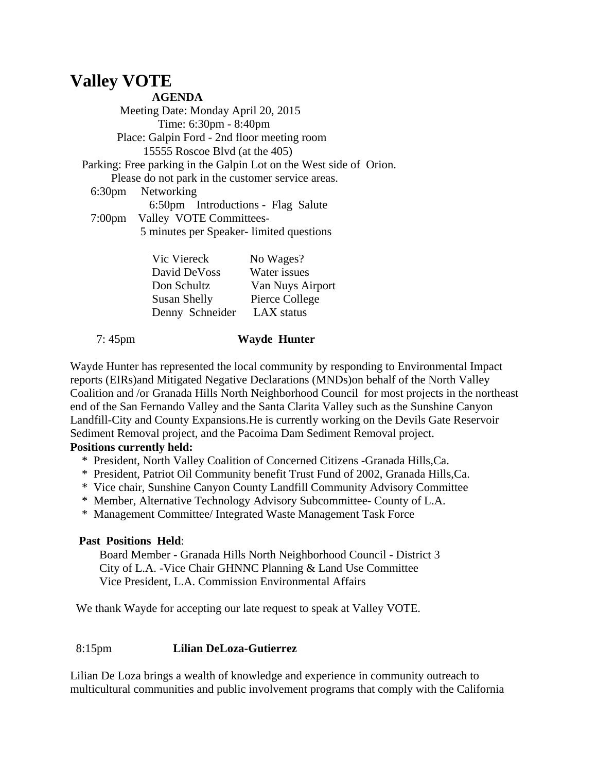# Valley VOTE

**AGENDA**

Meeting Date: Monday April 20, 2015

Time: 6:30pm - 8:40pm

Place: Galpin Ford - 2nd floor meeting room

15555 Roscoe Blvd (at the 405)

Parking: Free parking in the Galpin Lot on the West side of Orion.

Please do not park in the customer service areas.

6:30pm Networking

6:50pm Introductions - Flag Salute

7:00pm Valley VOTE Committees-

5 minutes per Speaker- limited questions

| | |
|---|---|
| Vic Viereck | No Wages? |
| David DeVoss | Water issues |
| Don Schultz | Van Nuys Airport |
| Susan Shelly | Pierce College |
| Denny Schneider | LAX status |

7: 45pm **Wayde Hunter**

Wayde Hunter has represented the local community by responding to Environmental Impact reports (EIRs)and Mitigated Negative Declarations (MNDs)on behalf of the North Valley Coalition and /or Granada Hills North Neighborhood Council for most projects in the northeast end of the San Fernando Valley and the Santa Clarita Valley such as the Sunshine Canyon Landfill-City and County Expansions.He is currently working on the Devils Gate Reservoir Sediment Removal project, and the Pacoima Dam Sediment Removal project.

**Positions currently held:**

* President, North Valley Coalition of Concerned Citizens -Granada Hills,Ca.
* President, Patriot Oil Community benefit Trust Fund of 2002, Granada Hills,Ca.
* Vice chair, Sunshine Canyon County Landfill Community Advisory Committee
* Member, Alternative Technology Advisory Subcommittee- County of L.A.
* Management Committee/ Integrated Waste Management Task Force

**Past Positions Held**:

Board Member - Granada Hills North Neighborhood Council - District 3
City of L.A. -Vice Chair GHNNC Planning & Land Use Committee
Vice President, L.A. Commission Environmental Affairs

We thank Wayde for accepting our late request to speak at Valley VOTE.

8:15pm **Lilian DeLoza-Gutierrez**

Lilian De Loza brings a wealth of knowledge and experience in community outreach to multicultural communities and public involvement programs that comply with the California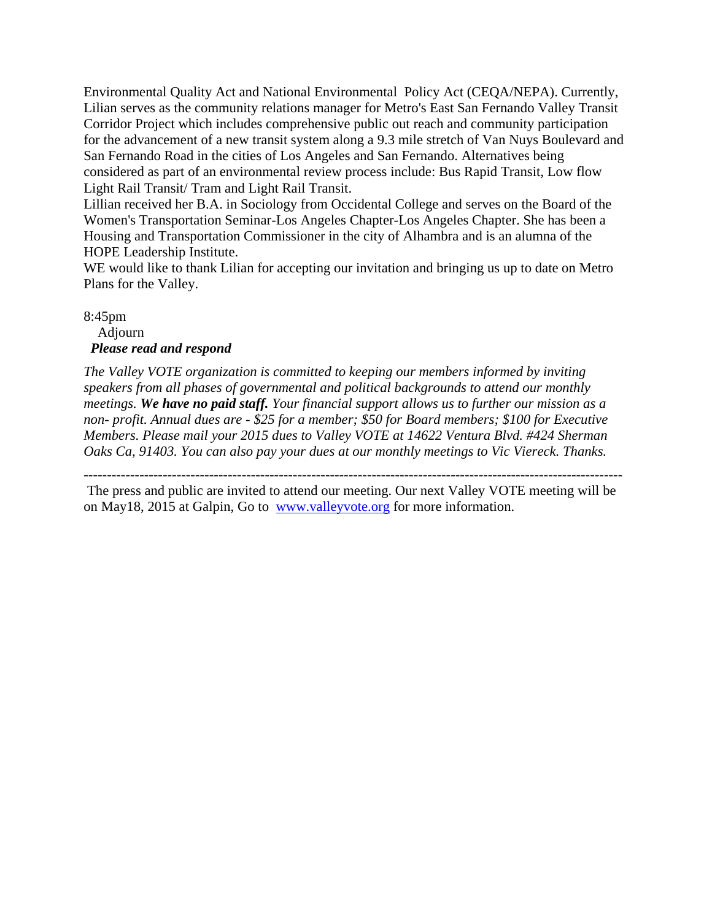Environmental Quality Act and National Environmental Policy Act (CEQA/NEPA). Currently, Lilian serves as the community relations manager for Metro's East San Fernando Valley Transit Corridor Project which includes comprehensive public out reach and community participation for the advancement of a new transit system along a 9.3 mile stretch of Van Nuys Boulevard and San Fernando Road in the cities of Los Angeles and San Fernando. Alternatives being considered as part of an environmental review process include: Bus Rapid Transit, Low flow Light Rail Transit/ Tram and Light Rail Transit.

Lillian received her B.A. in Sociology from Occidental College and serves on the Board of the Women's Transportation Seminar-Los Angeles Chapter-Los Angeles Chapter. She has been a Housing and Transportation Commissioner in the city of Alhambra and is an alumna of the HOPE Leadership Institute.

WE would like to thank Lilian for accepting our invitation and bringing us up to date on Metro Plans for the Valley.

8:45pm

Adjourn

***Please read and respond***

*The Valley VOTE organization is committed to keeping our members informed by inviting speakers from all phases of governmental and political backgrounds to attend our monthly meetings.* ***We have no paid staff.*** *Your financial support allows us to further our mission as a non- profit. Annual dues are - $25 for a member; $50 for Board members; $100 for Executive Members. Please mail your 2015 dues to Valley VOTE at 14622 Ventura Blvd. #424 Sherman Oaks Ca, 91403. You can also pay your dues at our monthly meetings to Vic Viereck. Thanks.*

---

The press and public are invited to attend our meeting. Our next Valley VOTE meeting will be on May18, 2015 at Galpin, Go to [www.valleyvote.org](http://www.valleyvote.org) for more information.